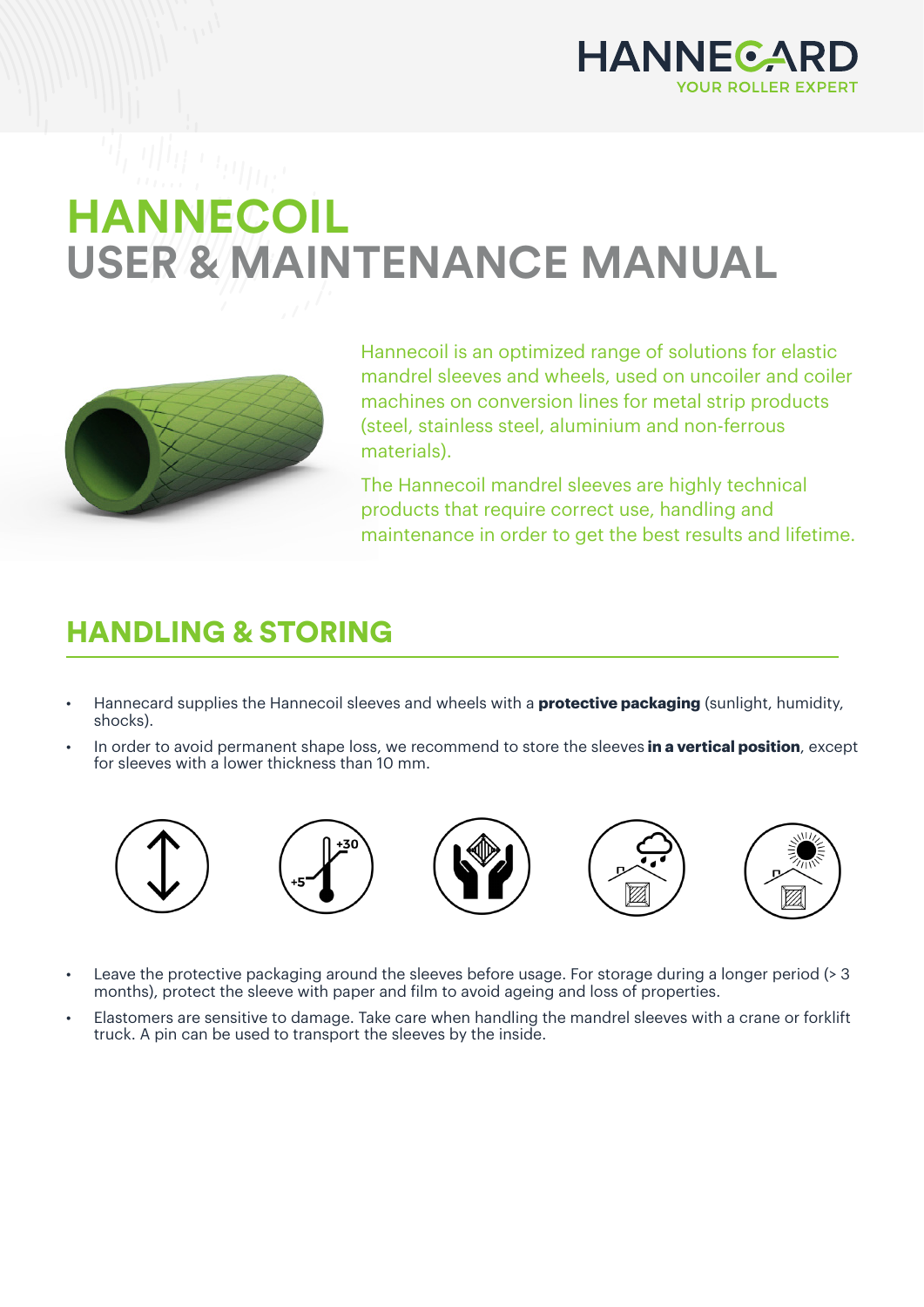HANNECARD
YOUR ROLLER EXPERT

# HANNECOIL
# USER & MAINTENANCE MANUAL

Hannecoil is an optimized range of solutions for elastic mandrel sleeves and wheels, used on uncoiler and coiler machines on conversion lines for metal strip products (steel, stainless steel, aluminium and non-ferrous materials).

The Hannecoil mandrel sleeves are highly technical products that require correct use, handling and maintenance in order to get the best results and lifetime.

## HANDLING & STORING

- Hannecard supplies the Hannecoil sleeves and wheels with a **protective packaging** (sunlight, humidity, shocks).
- In order to avoid permanent shape loss, we recommend to store the sleeves **in a vertical position**, except for sleeves with a lower thickness than 10 mm.

+30

+5

- Leave the protective packaging around the sleeves before usage. For storage during a longer period (> 3 months), protect the sleeve with paper and film to avoid ageing and loss of properties.
- Elastomers are sensitive to damage. Take care when handling the mandrel sleeves with a crane or forklift truck. A pin can be used to transport the sleeves by the inside.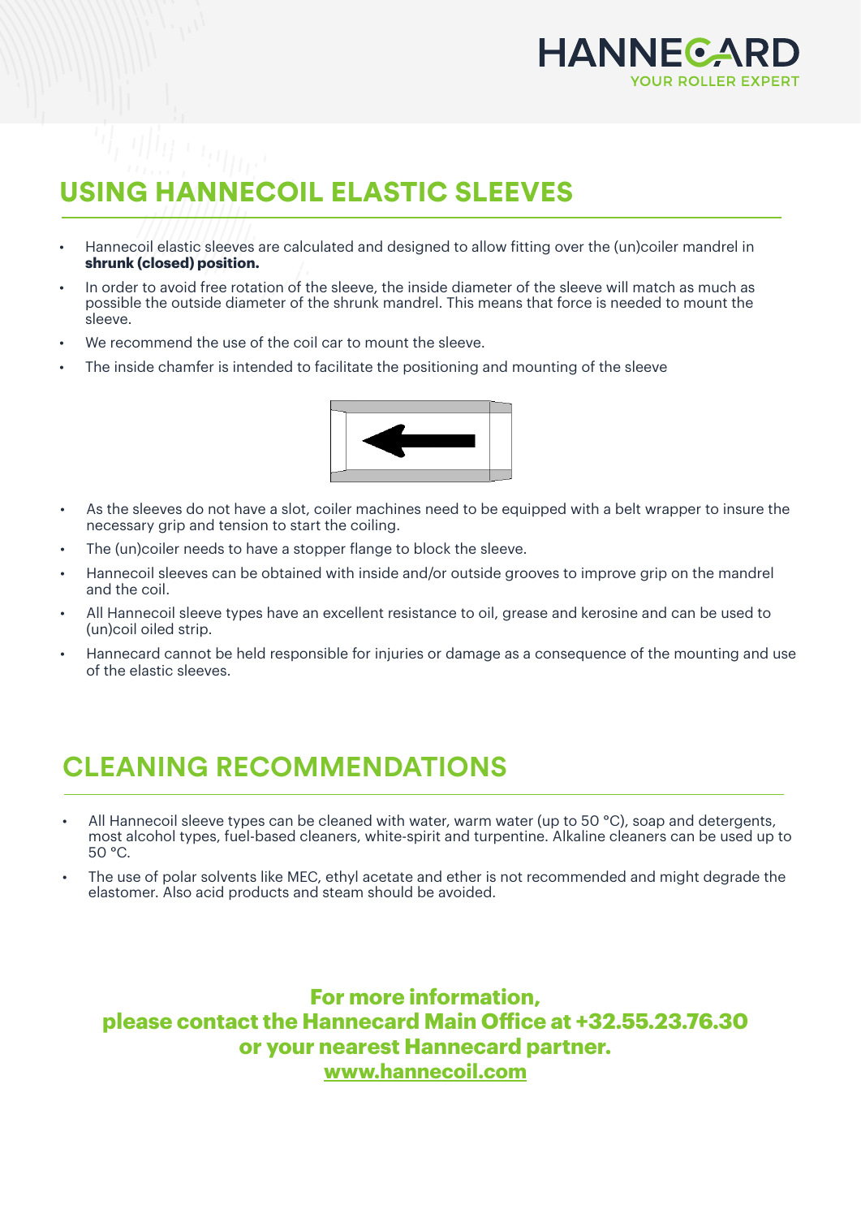## USING HANNECOIL ELASTIC SLEEVES

- Hannecoil elastic sleeves are calculated and designed to allow fitting over the (un)coiler mandrel in **shrunk (closed) position.**
- In order to avoid free rotation of the sleeve, the inside diameter of the sleeve will match as much as possible the outside diameter of the shrunk mandrel. This means that force is needed to mount the sleeve.
- We recommend the use of the coil car to mount the sleeve.
- The inside chamfer is intended to facilitate the positioning and mounting of the sleeve

- As the sleeves do not have a slot, coiler machines need to be equipped with a belt wrapper to insure the necessary grip and tension to start the coiling.
- The (un)coiler needs to have a stopper flange to block the sleeve.
- Hannecoil sleeves can be obtained with inside and/or outside grooves to improve grip on the mandrel and the coil.
- All Hannecoil sleeve types have an excellent resistance to oil, grease and kerosine and can be used to (un)coil oiled strip.
- Hannecard cannot be held responsible for injuries or damage as a consequence of the mounting and use of the elastic sleeves.

## CLEANING RECOMMENDATIONS

- All Hannecoil sleeve types can be cleaned with water, warm water (up to 50 °C), soap and detergents, most alcohol types, fuel-based cleaners, white-spirit and turpentine. Alkaline cleaners can be used up to 50 °C.
- The use of polar solvents like MEC, ethyl acetate and ether is not recommended and might degrade the elastomer. Also acid products and steam should be avoided.

**For more information,**
**please contact the Hannecard Main Office at +32.55.23.76.30**
**or your nearest Hannecard partner.**
**www.hannecoil.com**